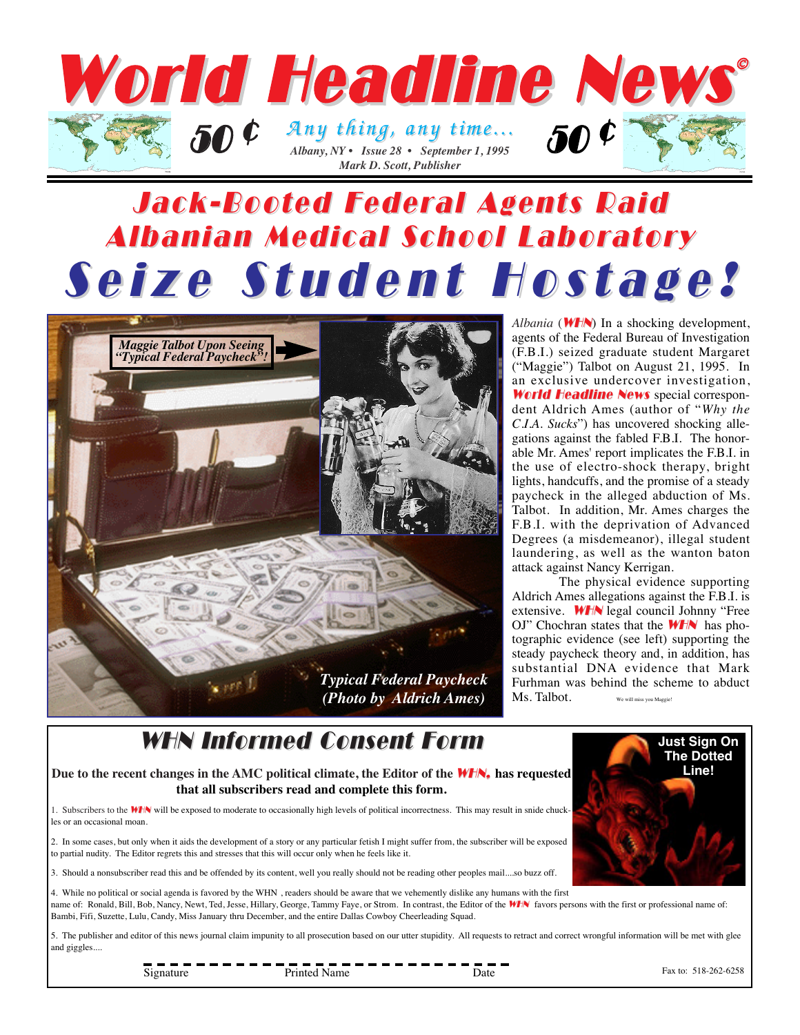# World Headline News©

50 ¢ *Any thing, any time...* 50 ¢

*Albany, NY • Issue 28 • September 1, 1995*

*Mark D. Scott, Publisher*

## Jack-Booted Federal Agents Raid Albanian Medical School Laboratory

# Seize Student Hostage!

*Maggie Talbot Upon Seeing "Typical Federal Paycheck"!*

*Typical Federal Paycheck (Photo by Aldrich Ames)*

*Albania* (**WHN**) In a shocking development, agents of the Federal Bureau of Investigation (F.B.I.) seized graduate student Margaret ("Maggie") Talbot on August 21, 1995. In an exclusive undercover investigation, **World Headline News** special correspondent Aldrich Ames (author of "*Why the C.I.A. Sucks*") has uncovered shocking allegations against the fabled F.B.I. The honorable Mr. Ames' report implicates the F.B.I. in the use of electro-shock therapy, bright lights, handcuffs, and the promise of a steady paycheck in the alleged abduction of Ms. Talbot. In addition, Mr. Ames charges the F.B.I. with the deprivation of Advanced Degrees (a misdemeanor), illegal student laundering, as well as the wanton baton attack against Nancy Kerrigan.

The physical evidence supporting Aldrich Ames allegations against the F.B.I. is extensive. **WHN** legal council Johnny "Free OJ" Chochran states that the **WHN** has photographic evidence (see left) supporting the steady paycheck theory and, in addition, has substantial DNA evidence that Mark Furhman was behind the scheme to abduct Ms. Talbot. We will miss you Maggie!

## WHN Informed Consent Form

**Just Sign On The Dotted Line!**

**Due to the recent changes in the AMC political climate, the Editor of the WHN, has requested that all subscribers read and complete this form.**

1. Subscribers to the **WHN** will be exposed to moderate to occasionally high levels of political incorrectness. This may result in snide chuckles or an occasional moan.

2. In some cases, but only when it aids the development of a story or any particular fetish I might suffer from, the subscriber will be exposed to partial nudity. The Editor regrets this and stresses that this will occur only when he feels like it.

3. Should a nonsubscriber read this and be offended by its content, well you really should not be reading other peoples mail....so buzz off.

4. While no political or social agenda is favored by the WHN , readers should be aware that we vehemently dislike any humans with the first name of: Ronald, Bill, Bob, Nancy, Newt, Ted, Jesse, Hillary, George, Tammy Faye, or Strom. In contrast, the Editor of the **WHN** favors persons with the first or professional name of: Bambi, Fifi, Suzette, Lulu, Candy, Miss January thru December, and the entire Dallas Cowboy Cheerleading Squad.

5. The publisher and editor of this news journal claim impunity to all prosecution based on our utter stupidity. All requests to retract and correct wrongful information will be met with glee and giggles....

Signature ______ Printed Name ______ Date ______

Fax to: 518-262-6258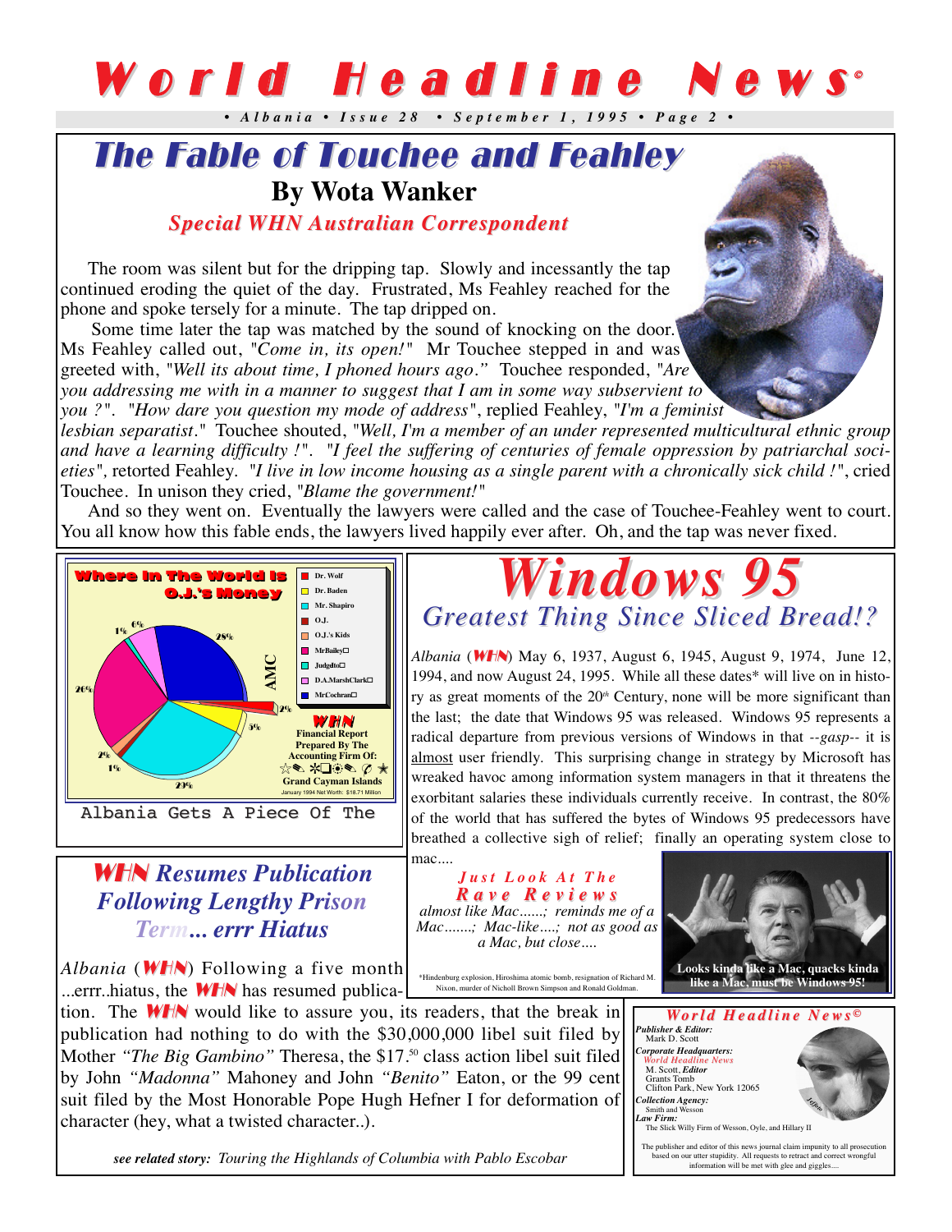# World Headline News©

• Albania • Issue 28 • September 1, 1995 • Page 2 •

## The Fable of Touchee and Feahley

**By Wota Wanker**

*Special WHN Australian Correspondent*

The room was silent but for the dripping tap. Slowly and incessantly the tap continued eroding the quiet of the day. Frustrated, Ms Feahley reached for the phone and spoke tersely for a minute. The tap dripped on.

Some time later the tap was matched by the sound of knocking on the door. Ms Feahley called out, "*Come in, its open!*" Mr Touchee stepped in and was greeted with, "*Well its about time, I phoned hours ago.*" Touchee responded, "*Are you addressing me with in a manner to suggest that I am in some way subservient to you ?*". "*How dare you question my mode of address*", replied Feahley, "*I'm a feminist lesbian separatist.*" Touchee shouted, "*Well, I'm a member of an under represented multicultural ethnic group and have a learning difficulty !*". "*I feel the suffering of centuries of female oppression by patriarchal societies*", retorted Feahley. "*I live in low income housing as a single parent with a chronically sick child !*", cried Touchee. In unison they cried, "*Blame the government!*"

And so they went on. Eventually the lawyers were called and the case of Touchee-Feahley went to court. You all know how this fable ends, the lawyers lived happily ever after. Oh, and the tap was never fixed.

Where In The World Is O.J.'s Money

Dr. Wolf
Dr. Baden
Mr. Shapiro
O.J.
O.J.'s Kids
MrBailey
Judgdto
D.A.MarshClark
MrCochran

AMC

28%
6%
1%
26%
2%
5%
2%
1%
29%

WHN Financial Report Prepared By The Accounting Firm Of:
Grand Cayman Islands
January 1994 Net Worth: $18.71 Million

Albania Gets A Piece Of The

## WHN Resumes Publication Following Lengthy Prison Term... errr Hiatus

*Albania* (WHN) Following a five month ...errr..hiatus, the WHN has resumed publication. The WHN would like to assure you, its readers, that the break in publication had nothing to do with the $30,000,000 libel suit filed by Mother *"The Big Gambino"* Theresa, the $17.[50] class action libel suit filed by John *"Madonna"* Mahoney and John *"Benito"* Eaton, or the 99 cent suit filed by the Most Honorable Pope Hugh Hefner I for deformation of character (hey, what a twisted character..).

***see related story:** Touring the Highlands of Columbia with Pablo Escobar*

## Windows 95

### Greatest Thing Since Sliced Bread!?

*Albania* (WHN) May 6, 1937, August 6, 1945, August 9, 1974, June 12, 1994, and now August 24, 1995. While all these dates* will live on in history as great moments of the 20th Century, none will be more significant than the last; the date that Windows 95 was released. Windows 95 represents a radical departure from previous versions of Windows in that *--gasp--* it is almost user friendly. This surprising change in strategy by Microsoft has wreaked havoc among information system managers in that it threatens the exorbitant salaries these individuals currently receive. In contrast, the 80% of the world that has suffered the bytes of Windows 95 predecessors have breathed a collective sigh of relief; finally an operating system close to mac....

*Just Look At The Rave Reviews*

*almost like Mac......; reminds me of a Mac.......; Mac-like....; not as good as a Mac, but close....*

*Hindenburg explosion, Hiroshima atomic bomb, resignation of Richard M. Nixon, murder of Nicholl Brown Simpson and Ronald Goldman.

**Looks kinda like a Mac, quacks kinda like a Mac, must be Windows 95!**

**World Headline News©**

***Publisher & Editor:***
Mark D. Scott

***Corporate Headquarters:***
*World Headline News*
M. Scott, *Editor*
Grants Tomb
Clifton Park, New York 12065

***Collection Agency:***
Smith and Wesson

***Law Firm:***
The Slick Willy Firm of Wesson, Oyle, and Hillary II

The publisher and editor of this news journal claim impunity to all prosecution based on our utter stupidity. All requests to retract and correct wrongful information will be met with glee and giggles....